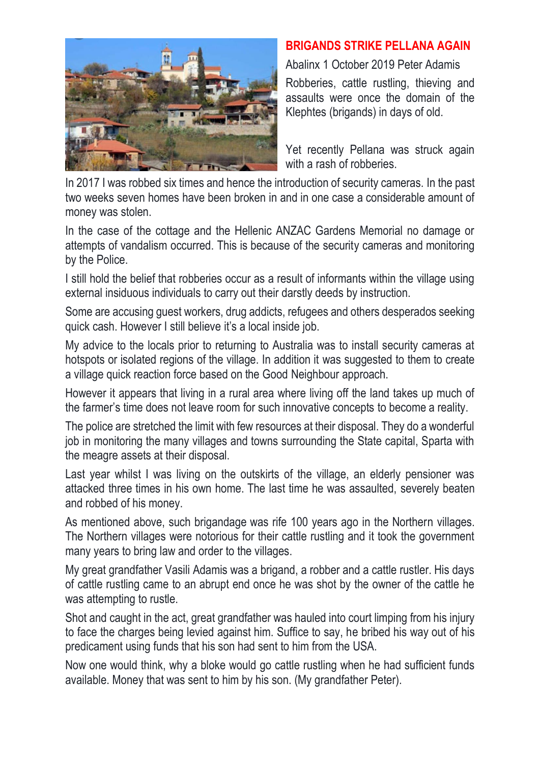# BRIGANDS STRIKE PELLANA AGAIN

Abalinx 1 October 2019 Peter Adamis

Robberies, cattle rustling, thieving and assaults were once the domain of the Klephtes (brigands) in days of old.

Yet recently Pellana was struck again with a rash of robberies.

In 2017 I was robbed six times and hence the introduction of security cameras. In the past two weeks seven homes have been broken in and in one case a considerable amount of money was stolen.

In the case of the cottage and the Hellenic ANZAC Gardens Memorial no damage or attempts of vandalism occurred. This is because of the security cameras and monitoring by the Police.

I still hold the belief that robberies occur as a result of informants within the village using external insiduous individuals to carry out their darstly deeds by instruction.

Some are accusing guest workers, drug addicts, refugees and others desperados seeking quick cash. However I still believe it's a local inside job.

My advice to the locals prior to returning to Australia was to install security cameras at hotspots or isolated regions of the village. In addition it was suggested to them to create a village quick reaction force based on the Good Neighbour approach.

However it appears that living in a rural area where living off the land takes up much of the farmer's time does not leave room for such innovative concepts to become a reality.

The police are stretched the limit with few resources at their disposal. They do a wonderful job in monitoring the many villages and towns surrounding the State capital, Sparta with the meagre assets at their disposal.

Last year whilst I was living on the outskirts of the village, an elderly pensioner was attacked three times in his own home. The last time he was assaulted, severely beaten and robbed of his money.

As mentioned above, such brigandage was rife 100 years ago in the Northern villages. The Northern villages were notorious for their cattle rustling and it took the government many years to bring law and order to the villages.

My great grandfather Vasili Adamis was a brigand, a robber and a cattle rustler. His days of cattle rustling came to an abrupt end once he was shot by the owner of the cattle he was attempting to rustle.

Shot and caught in the act, great grandfather was hauled into court limping from his injury to face the charges being levied against him. Suffice to say, he bribed his way out of his predicament using funds that his son had sent to him from the USA.

Now one would think, why a bloke would go cattle rustling when he had sufficient funds available. Money that was sent to him by his son. (My grandfather Peter).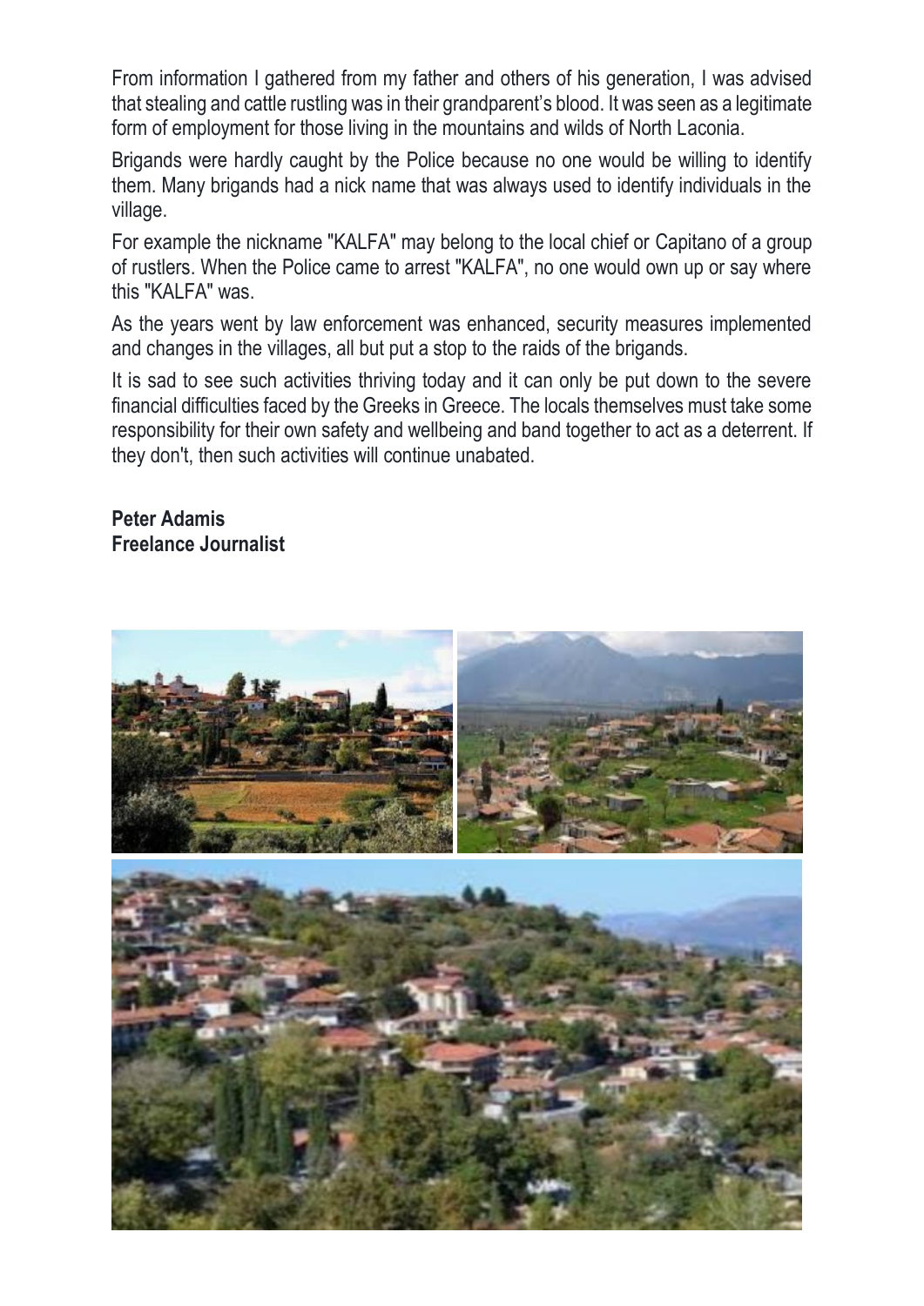From information I gathered from my father and others of his generation, I was advised that stealing and cattle rustling was in their grandparent's blood. It was seen as a legitimate form of employment for those living in the mountains and wilds of North Laconia.

Brigands were hardly caught by the Police because no one would be willing to identify them. Many brigands had a nick name that was always used to identify individuals in the village.

For example the nickname "KALFA" may belong to the local chief or Capitano of a group of rustlers. When the Police came to arrest "KALFA", no one would own up or say where this "KALFA" was.

As the years went by law enforcement was enhanced, security measures implemented and changes in the villages, all but put a stop to the raids of the brigands.

It is sad to see such activities thriving today and it can only be put down to the severe financial difficulties faced by the Greeks in Greece. The locals themselves must take some responsibility for their own safety and wellbeing and band together to act as a deterrent. If they don't, then such activities will continue unabated.

**Peter Adamis**
**Freelance Journalist**